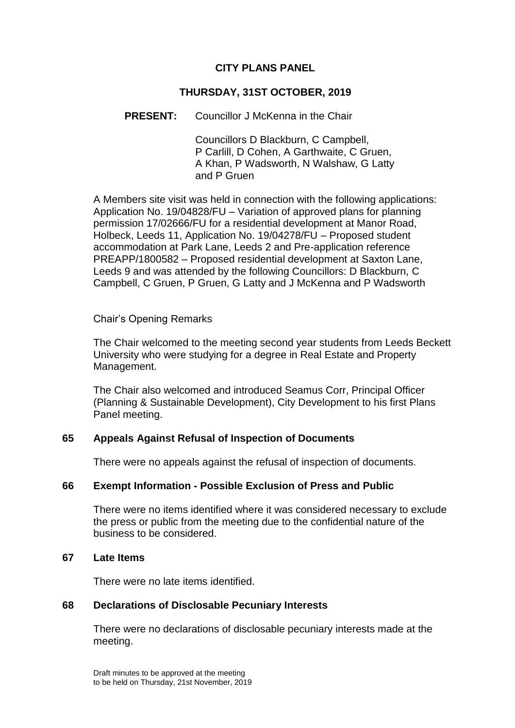# CITY PLANS PANEL

## THURSDAY, 31ST OCTOBER, 2019

**PRESENT:** Councillor J McKenna in the Chair

Councillors D Blackburn, C Campbell, P Carlill, D Cohen, A Garthwaite, C Gruen, A Khan, P Wadsworth, N Walshaw, G Latty and P Gruen

A Members site visit was held in connection with the following applications: Application No. 19/04828/FU – Variation of approved plans for planning permission 17/02666/FU for a residential development at Manor Road, Holbeck, Leeds 11, Application No. 19/04278/FU – Proposed student accommodation at Park Lane, Leeds 2 and Pre-application reference PREAPP/1800582 – Proposed residential development at Saxton Lane, Leeds 9 and was attended by the following Councillors: D Blackburn, C Campbell, C Gruen, P Gruen, G Latty and J McKenna and P Wadsworth

Chair's Opening Remarks

The Chair welcomed to the meeting second year students from Leeds Beckett University who were studying for a degree in Real Estate and Property Management.

The Chair also welcomed and introduced Seamus Corr, Principal Officer (Planning & Sustainable Development), City Development to his first Plans Panel meeting.

### 65 Appeals Against Refusal of Inspection of Documents

There were no appeals against the refusal of inspection of documents.

### 66 Exempt Information - Possible Exclusion of Press and Public

There were no items identified where it was considered necessary to exclude the press or public from the meeting due to the confidential nature of the business to be considered.

### 67 Late Items

There were no late items identified.

### 68 Declarations of Disclosable Pecuniary Interests

There were no declarations of disclosable pecuniary interests made at the meeting.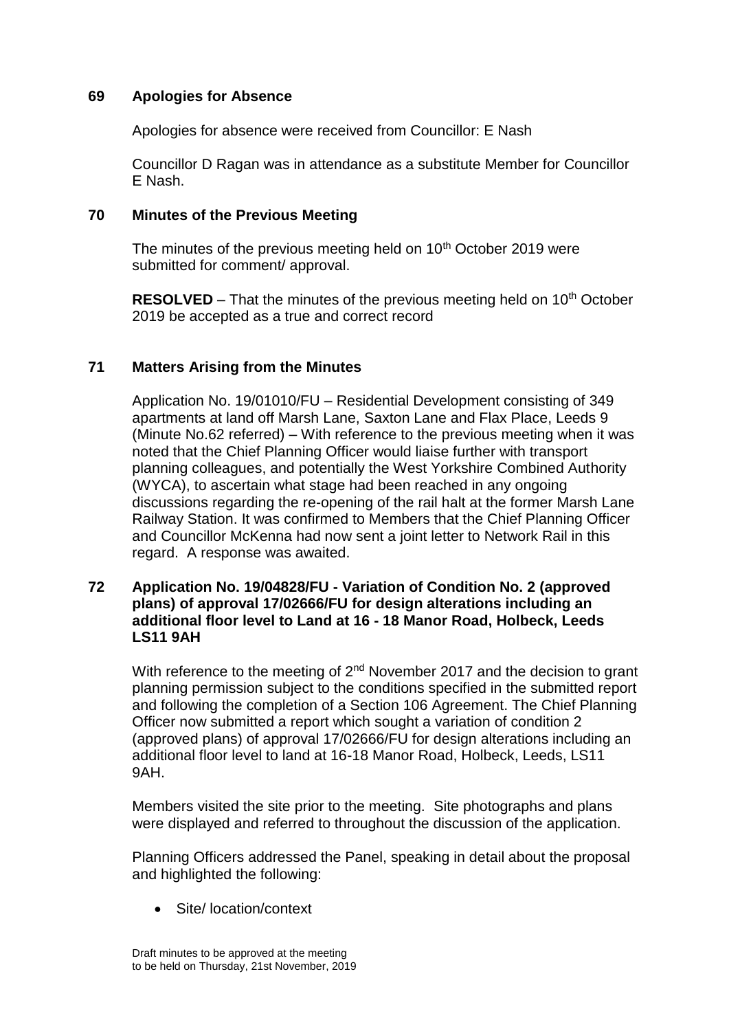## 69 Apologies for Absence

Apologies for absence were received from Councillor: E Nash

Councillor D Ragan was in attendance as a substitute Member for Councillor E Nash.

## 70 Minutes of the Previous Meeting

The minutes of the previous meeting held on 10th October 2019 were submitted for comment/ approval.

**RESOLVED** – That the minutes of the previous meeting held on 10th October 2019 be accepted as a true and correct record

## 71 Matters Arising from the Minutes

Application No. 19/01010/FU – Residential Development consisting of 349 apartments at land off Marsh Lane, Saxton Lane and Flax Place, Leeds 9 (Minute No.62 referred) – With reference to the previous meeting when it was noted that the Chief Planning Officer would liaise further with transport planning colleagues, and potentially the West Yorkshire Combined Authority (WYCA), to ascertain what stage had been reached in any ongoing discussions regarding the re-opening of the rail halt at the former Marsh Lane Railway Station. It was confirmed to Members that the Chief Planning Officer and Councillor McKenna had now sent a joint letter to Network Rail in this regard. A response was awaited.

## 72 Application No. 19/04828/FU - Variation of Condition No. 2 (approved plans) of approval 17/02666/FU for design alterations including an additional floor level to Land at 16 - 18 Manor Road, Holbeck, Leeds LS11 9AH

With reference to the meeting of 2nd November 2017 and the decision to grant planning permission subject to the conditions specified in the submitted report and following the completion of a Section 106 Agreement. The Chief Planning Officer now submitted a report which sought a variation of condition 2 (approved plans) of approval 17/02666/FU for design alterations including an additional floor level to land at 16-18 Manor Road, Holbeck, Leeds, LS11 9AH.

Members visited the site prior to the meeting. Site photographs and plans were displayed and referred to throughout the discussion of the application.

Planning Officers addressed the Panel, speaking in detail about the proposal and highlighted the following:

- Site/ location/context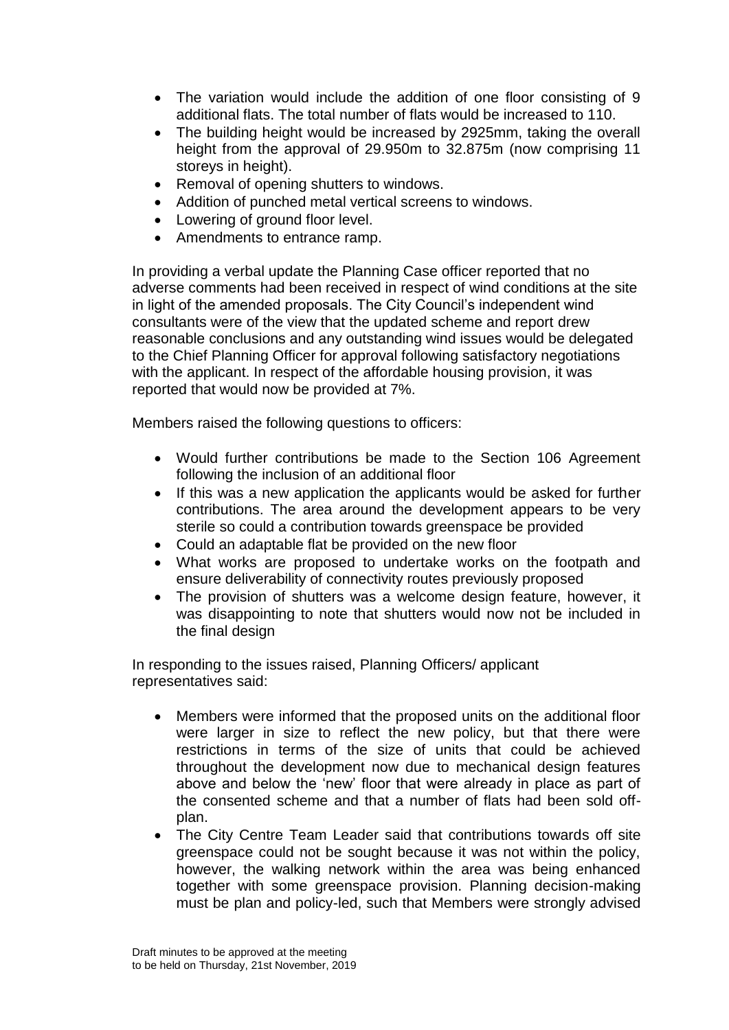- The variation would include the addition of one floor consisting of 9 additional flats. The total number of flats would be increased to 110.
- The building height would be increased by 2925mm, taking the overall height from the approval of 29.950m to 32.875m (now comprising 11 storeys in height).
- Removal of opening shutters to windows.
- Addition of punched metal vertical screens to windows.
- Lowering of ground floor level.
- Amendments to entrance ramp.

In providing a verbal update the Planning Case officer reported that no adverse comments had been received in respect of wind conditions at the site in light of the amended proposals. The City Council's independent wind consultants were of the view that the updated scheme and report drew reasonable conclusions and any outstanding wind issues would be delegated to the Chief Planning Officer for approval following satisfactory negotiations with the applicant. In respect of the affordable housing provision, it was reported that would now be provided at 7%.

Members raised the following questions to officers:

- Would further contributions be made to the Section 106 Agreement following the inclusion of an additional floor
- If this was a new application the applicants would be asked for further contributions. The area around the development appears to be very sterile so could a contribution towards greenspace be provided
- Could an adaptable flat be provided on the new floor
- What works are proposed to undertake works on the footpath and ensure deliverability of connectivity routes previously proposed
- The provision of shutters was a welcome design feature, however, it was disappointing to note that shutters would now not be included in the final design

In responding to the issues raised, Planning Officers/ applicant representatives said:

- Members were informed that the proposed units on the additional floor were larger in size to reflect the new policy, but that there were restrictions in terms of the size of units that could be achieved throughout the development now due to mechanical design features above and below the 'new' floor that were already in place as part of the consented scheme and that a number of flats had been sold off-plan.
- The City Centre Team Leader said that contributions towards off site greenspace could not be sought because it was not within the policy, however, the walking network within the area was being enhanced together with some greenspace provision. Planning decision-making must be plan and policy-led, such that Members were strongly advised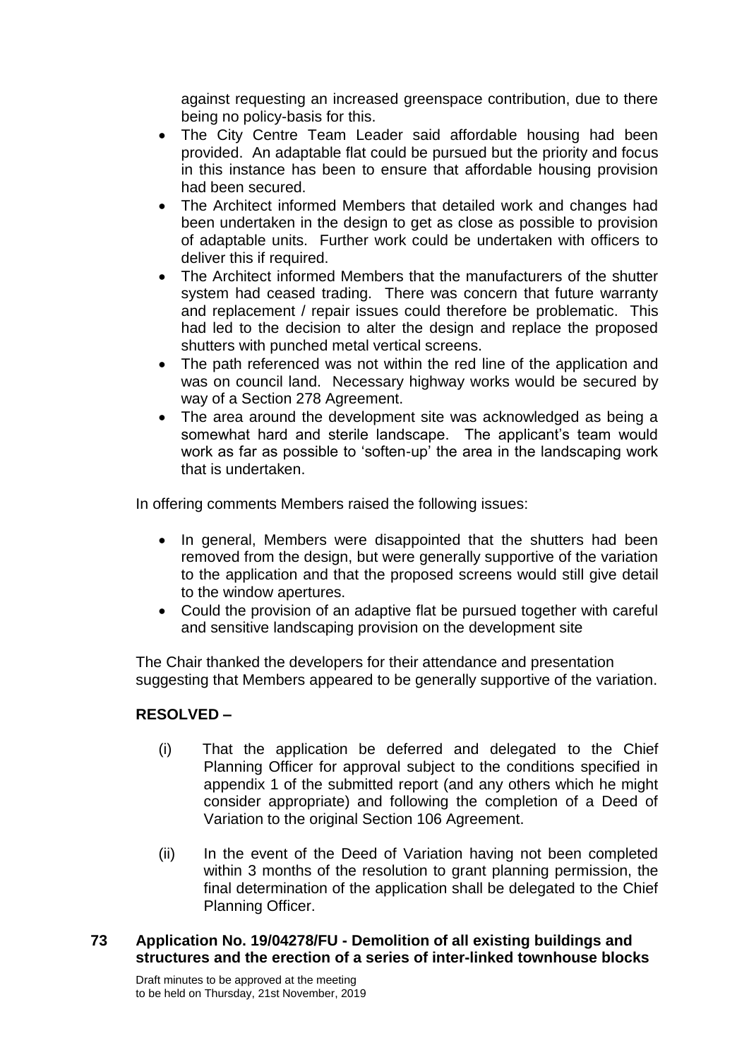against requesting an increased greenspace contribution, due to there being no policy-basis for this.

- The City Centre Team Leader said affordable housing had been provided. An adaptable flat could be pursued but the priority and focus in this instance has been to ensure that affordable housing provision had been secured.
- The Architect informed Members that detailed work and changes had been undertaken in the design to get as close as possible to provision of adaptable units. Further work could be undertaken with officers to deliver this if required.
- The Architect informed Members that the manufacturers of the shutter system had ceased trading. There was concern that future warranty and replacement / repair issues could therefore be problematic. This had led to the decision to alter the design and replace the proposed shutters with punched metal vertical screens.
- The path referenced was not within the red line of the application and was on council land. Necessary highway works would be secured by way of a Section 278 Agreement.
- The area around the development site was acknowledged as being a somewhat hard and sterile landscape. The applicant's team would work as far as possible to 'soften-up' the area in the landscaping work that is undertaken.

In offering comments Members raised the following issues:

- In general, Members were disappointed that the shutters had been removed from the design, but were generally supportive of the variation to the application and that the proposed screens would still give detail to the window apertures.
- Could the provision of an adaptive flat be pursued together with careful and sensitive landscaping provision on the development site

The Chair thanked the developers for their attendance and presentation suggesting that Members appeared to be generally supportive of the variation.

**RESOLVED –**

(i) That the application be deferred and delegated to the Chief Planning Officer for approval subject to the conditions specified in appendix 1 of the submitted report (and any others which he might consider appropriate) and following the completion of a Deed of Variation to the original Section 106 Agreement.

(ii) In the event of the Deed of Variation having not been completed within 3 months of the resolution to grant planning permission, the final determination of the application shall be delegated to the Chief Planning Officer.

**73 Application No. 19/04278/FU - Demolition of all existing buildings and structures and the erection of a series of inter-linked townhouse blocks**

Draft minutes to be approved at the meeting to be held on Thursday, 21st November, 2019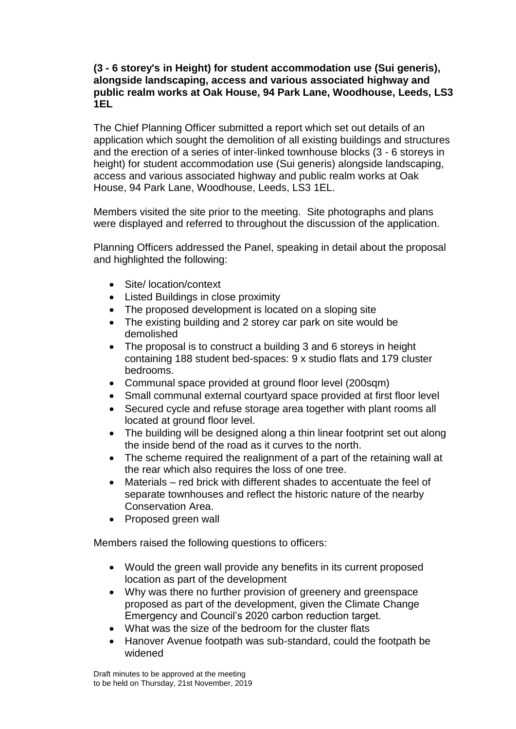**(3 - 6 storey's in Height) for student accommodation use (Sui generis), alongside landscaping, access and various associated highway and public realm works at Oak House, 94 Park Lane, Woodhouse, Leeds, LS3 1EL**

The Chief Planning Officer submitted a report which set out details of an application which sought the demolition of all existing buildings and structures and the erection of a series of inter-linked townhouse blocks (3 - 6 storeys in height) for student accommodation use (Sui generis) alongside landscaping, access and various associated highway and public realm works at Oak House, 94 Park Lane, Woodhouse, Leeds, LS3 1EL.

Members visited the site prior to the meeting. Site photographs and plans were displayed and referred to throughout the discussion of the application.

Planning Officers addressed the Panel, speaking in detail about the proposal and highlighted the following:

- Site/ location/context
- Listed Buildings in close proximity
- The proposed development is located on a sloping site
- The existing building and 2 storey car park on site would be demolished
- The proposal is to construct a building 3 and 6 storeys in height containing 188 student bed-spaces: 9 x studio flats and 179 cluster bedrooms.
- Communal space provided at ground floor level (200sqm)
- Small communal external courtyard space provided at first floor level
- Secured cycle and refuse storage area together with plant rooms all located at ground floor level.
- The building will be designed along a thin linear footprint set out along the inside bend of the road as it curves to the north.
- The scheme required the realignment of a part of the retaining wall at the rear which also requires the loss of one tree.
- Materials – red brick with different shades to accentuate the feel of separate townhouses and reflect the historic nature of the nearby Conservation Area.
- Proposed green wall

Members raised the following questions to officers:

- Would the green wall provide any benefits in its current proposed location as part of the development
- Why was there no further provision of greenery and greenspace proposed as part of the development, given the Climate Change Emergency and Council's 2020 carbon reduction target.
- What was the size of the bedroom for the cluster flats
- Hanover Avenue footpath was sub-standard, could the footpath be widened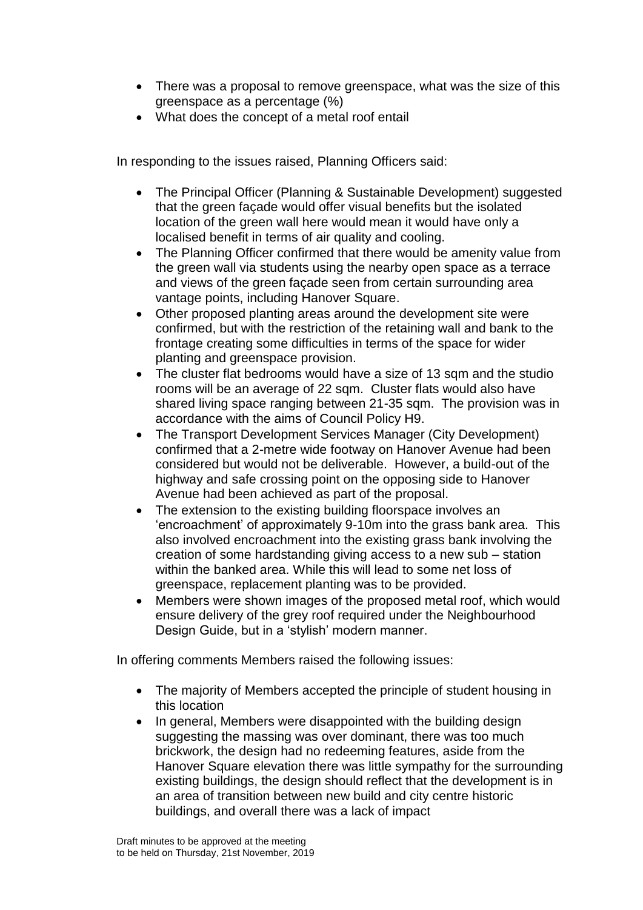- There was a proposal to remove greenspace, what was the size of this greenspace as a percentage (%)
- What does the concept of a metal roof entail

In responding to the issues raised, Planning Officers said:

- The Principal Officer (Planning & Sustainable Development) suggested that the green façade would offer visual benefits but the isolated location of the green wall here would mean it would have only a localised benefit in terms of air quality and cooling.
- The Planning Officer confirmed that there would be amenity value from the green wall via students using the nearby open space as a terrace and views of the green façade seen from certain surrounding area vantage points, including Hanover Square.
- Other proposed planting areas around the development site were confirmed, but with the restriction of the retaining wall and bank to the frontage creating some difficulties in terms of the space for wider planting and greenspace provision.
- The cluster flat bedrooms would have a size of 13 sqm and the studio rooms will be an average of 22 sqm. Cluster flats would also have shared living space ranging between 21-35 sqm. The provision was in accordance with the aims of Council Policy H9.
- The Transport Development Services Manager (City Development) confirmed that a 2-metre wide footway on Hanover Avenue had been considered but would not be deliverable. However, a build-out of the highway and safe crossing point on the opposing side to Hanover Avenue had been achieved as part of the proposal.
- The extension to the existing building floorspace involves an 'encroachment' of approximately 9-10m into the grass bank area. This also involved encroachment into the existing grass bank involving the creation of some hardstanding giving access to a new sub – station within the banked area. While this will lead to some net loss of greenspace, replacement planting was to be provided.
- Members were shown images of the proposed metal roof, which would ensure delivery of the grey roof required under the Neighbourhood Design Guide, but in a 'stylish' modern manner.

In offering comments Members raised the following issues:

- The majority of Members accepted the principle of student housing in this location
- In general, Members were disappointed with the building design suggesting the massing was over dominant, there was too much brickwork, the design had no redeeming features, aside from the Hanover Square elevation there was little sympathy for the surrounding existing buildings, the design should reflect that the development is in an area of transition between new build and city centre historic buildings, and overall there was a lack of impact

Draft minutes to be approved at the meeting
to be held on Thursday, 21st November, 2019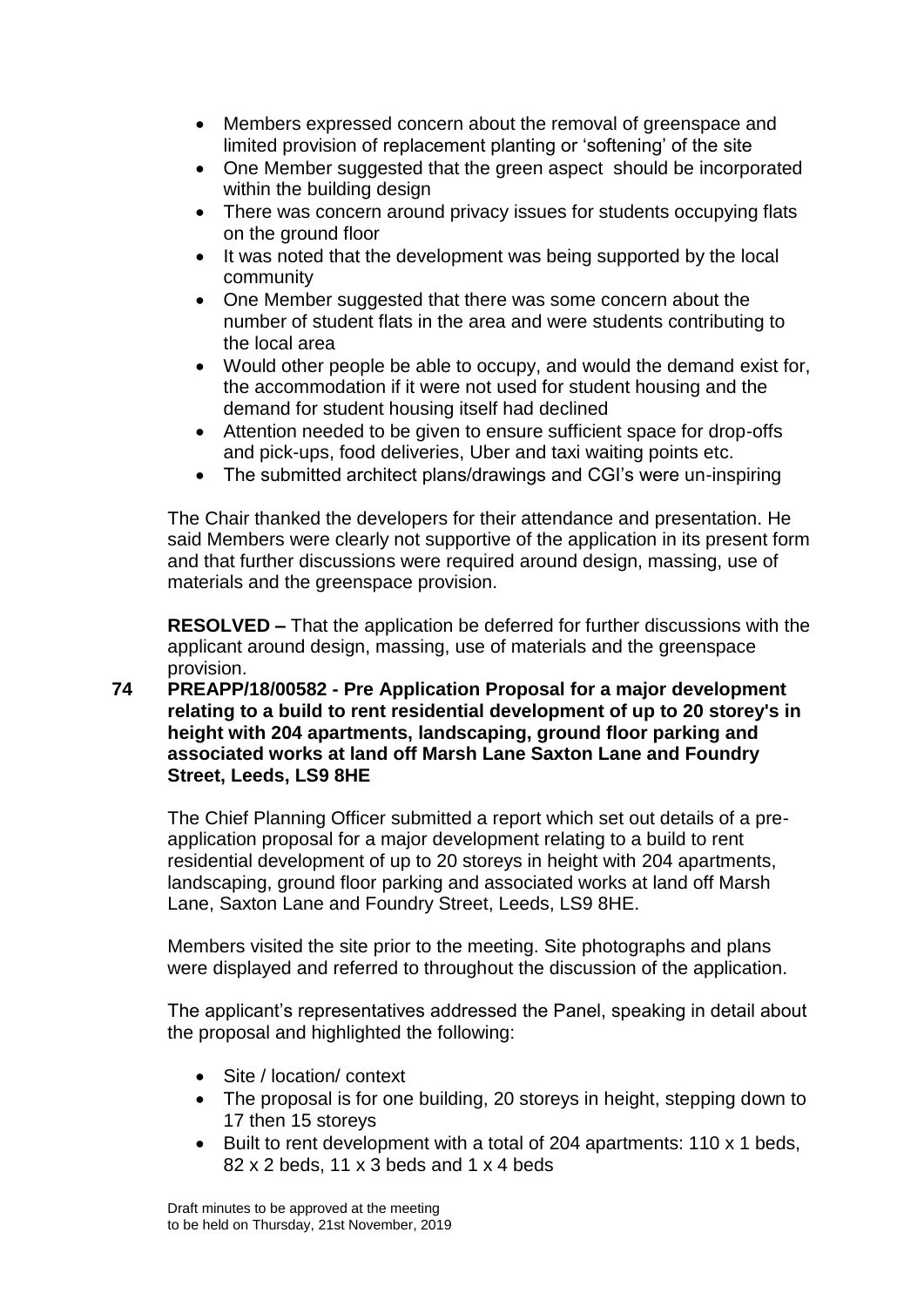- Members expressed concern about the removal of greenspace and limited provision of replacement planting or 'softening' of the site
- One Member suggested that the green aspect should be incorporated within the building design
- There was concern around privacy issues for students occupying flats on the ground floor
- It was noted that the development was being supported by the local community
- One Member suggested that there was some concern about the number of student flats in the area and were students contributing to the local area
- Would other people be able to occupy, and would the demand exist for, the accommodation if it were not used for student housing and the demand for student housing itself had declined
- Attention needed to be given to ensure sufficient space for drop-offs and pick-ups, food deliveries, Uber and taxi waiting points etc.
- The submitted architect plans/drawings and CGI's were un-inspiring

The Chair thanked the developers for their attendance and presentation. He said Members were clearly not supportive of the application in its present form and that further discussions were required around design, massing, use of materials and the greenspace provision.

**RESOLVED –** That the application be deferred for further discussions with the applicant around design, massing, use of materials and the greenspace provision.

**74 PREAPP/18/00582 - Pre Application Proposal for a major development relating to a build to rent residential development of up to 20 storey's in height with 204 apartments, landscaping, ground floor parking and associated works at land off Marsh Lane Saxton Lane and Foundry Street, Leeds, LS9 8HE**

The Chief Planning Officer submitted a report which set out details of a pre-application proposal for a major development relating to a build to rent residential development of up to 20 storeys in height with 204 apartments, landscaping, ground floor parking and associated works at land off Marsh Lane, Saxton Lane and Foundry Street, Leeds, LS9 8HE.

Members visited the site prior to the meeting. Site photographs and plans were displayed and referred to throughout the discussion of the application.

The applicant's representatives addressed the Panel, speaking in detail about the proposal and highlighted the following:

- Site / location/ context
- The proposal is for one building, 20 storeys in height, stepping down to 17 then 15 storeys
- Built to rent development with a total of 204 apartments: 110 x 1 beds, 82 x 2 beds, 11 x 3 beds and 1 x 4 beds

Draft minutes to be approved at the meeting
to be held on Thursday, 21st November, 2019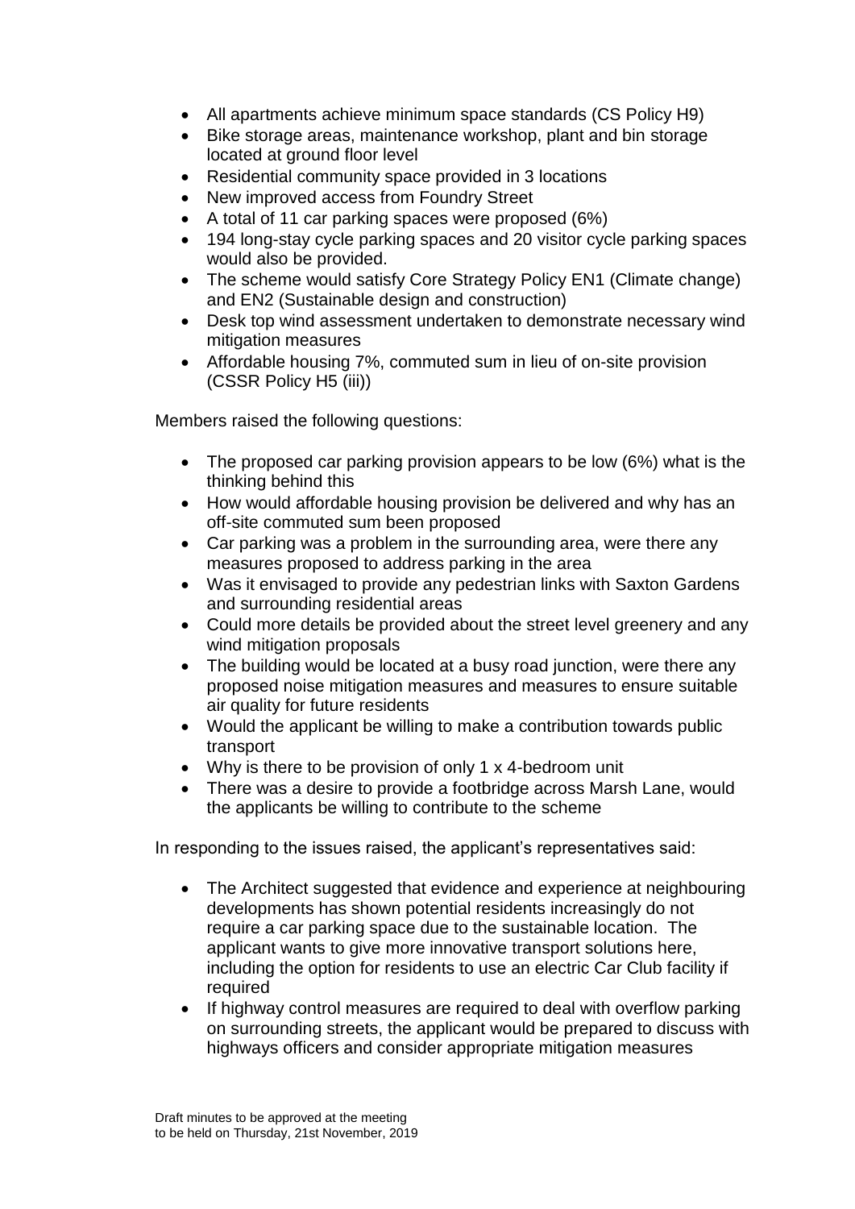- All apartments achieve minimum space standards (CS Policy H9)
- Bike storage areas, maintenance workshop, plant and bin storage located at ground floor level
- Residential community space provided in 3 locations
- New improved access from Foundry Street
- A total of 11 car parking spaces were proposed (6%)
- 194 long-stay cycle parking spaces and 20 visitor cycle parking spaces would also be provided.
- The scheme would satisfy Core Strategy Policy EN1 (Climate change) and EN2 (Sustainable design and construction)
- Desk top wind assessment undertaken to demonstrate necessary wind mitigation measures
- Affordable housing 7%, commuted sum in lieu of on-site provision (CSSR Policy H5 (iii))

Members raised the following questions:

- The proposed car parking provision appears to be low (6%) what is the thinking behind this
- How would affordable housing provision be delivered and why has an off-site commuted sum been proposed
- Car parking was a problem in the surrounding area, were there any measures proposed to address parking in the area
- Was it envisaged to provide any pedestrian links with Saxton Gardens and surrounding residential areas
- Could more details be provided about the street level greenery and any wind mitigation proposals
- The building would be located at a busy road junction, were there any proposed noise mitigation measures and measures to ensure suitable air quality for future residents
- Would the applicant be willing to make a contribution towards public transport
- Why is there to be provision of only 1 x 4-bedroom unit
- There was a desire to provide a footbridge across Marsh Lane, would the applicants be willing to contribute to the scheme

In responding to the issues raised, the applicant's representatives said:

- The Architect suggested that evidence and experience at neighbouring developments has shown potential residents increasingly do not require a car parking space due to the sustainable location. The applicant wants to give more innovative transport solutions here, including the option for residents to use an electric Car Club facility if required
- If highway control measures are required to deal with overflow parking on surrounding streets, the applicant would be prepared to discuss with highways officers and consider appropriate mitigation measures

Draft minutes to be approved at the meeting to be held on Thursday, 21st November, 2019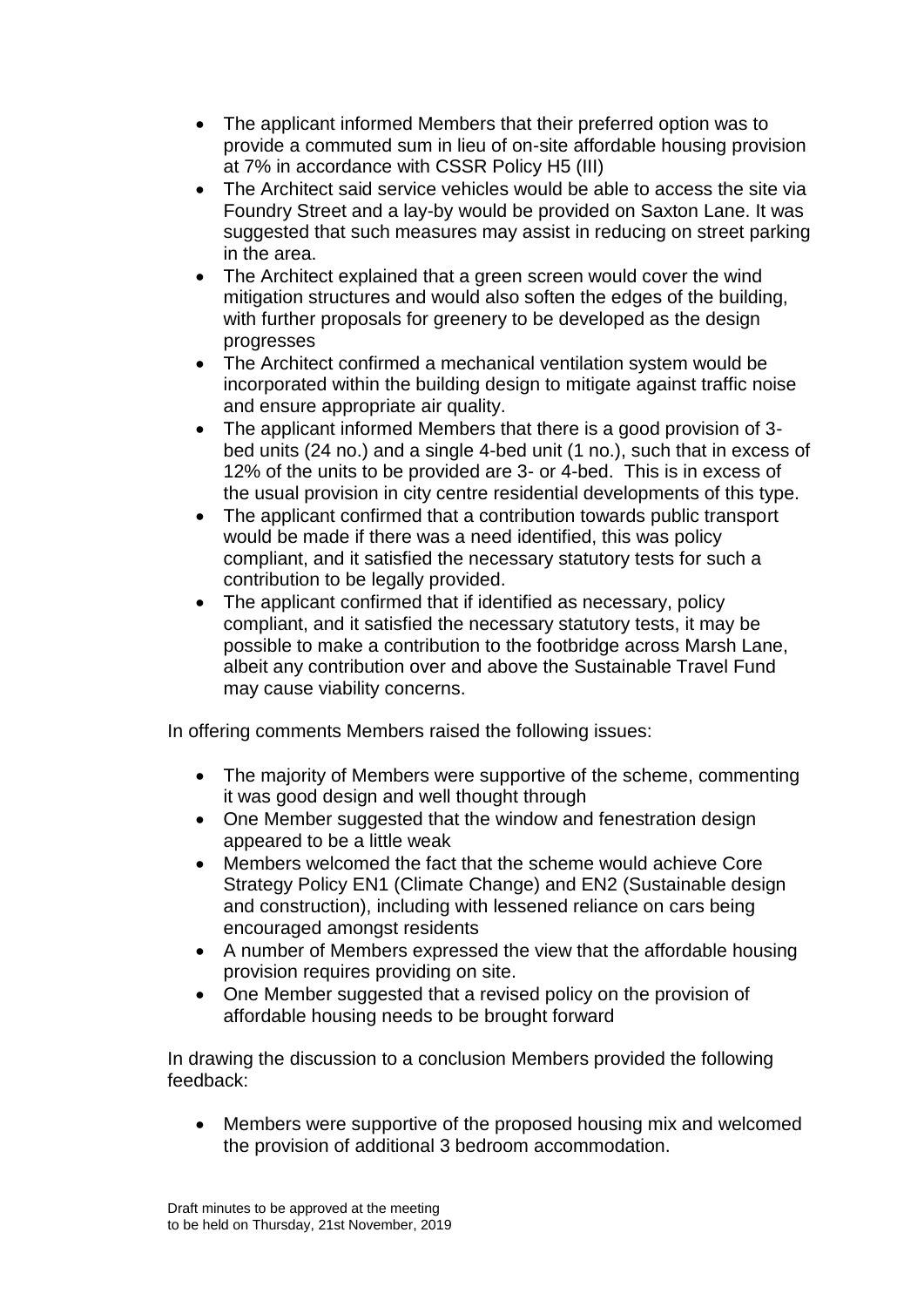- The applicant informed Members that their preferred option was to provide a commuted sum in lieu of on-site affordable housing provision at 7% in accordance with CSSR Policy H5 (III)
- The Architect said service vehicles would be able to access the site via Foundry Street and a lay-by would be provided on Saxton Lane. It was suggested that such measures may assist in reducing on street parking in the area.
- The Architect explained that a green screen would cover the wind mitigation structures and would also soften the edges of the building, with further proposals for greenery to be developed as the design progresses
- The Architect confirmed a mechanical ventilation system would be incorporated within the building design to mitigate against traffic noise and ensure appropriate air quality.
- The applicant informed Members that there is a good provision of 3-bed units (24 no.) and a single 4-bed unit (1 no.), such that in excess of 12% of the units to be provided are 3- or 4-bed. This is in excess of the usual provision in city centre residential developments of this type.
- The applicant confirmed that a contribution towards public transport would be made if there was a need identified, this was policy compliant, and it satisfied the necessary statutory tests for such a contribution to be legally provided.
- The applicant confirmed that if identified as necessary, policy compliant, and it satisfied the necessary statutory tests, it may be possible to make a contribution to the footbridge across Marsh Lane, albeit any contribution over and above the Sustainable Travel Fund may cause viability concerns.

In offering comments Members raised the following issues:

- The majority of Members were supportive of the scheme, commenting it was good design and well thought through
- One Member suggested that the window and fenestration design appeared to be a little weak
- Members welcomed the fact that the scheme would achieve Core Strategy Policy EN1 (Climate Change) and EN2 (Sustainable design and construction), including with lessened reliance on cars being encouraged amongst residents
- A number of Members expressed the view that the affordable housing provision requires providing on site.
- One Member suggested that a revised policy on the provision of affordable housing needs to be brought forward

In drawing the discussion to a conclusion Members provided the following feedback:

- Members were supportive of the proposed housing mix and welcomed the provision of additional 3 bedroom accommodation.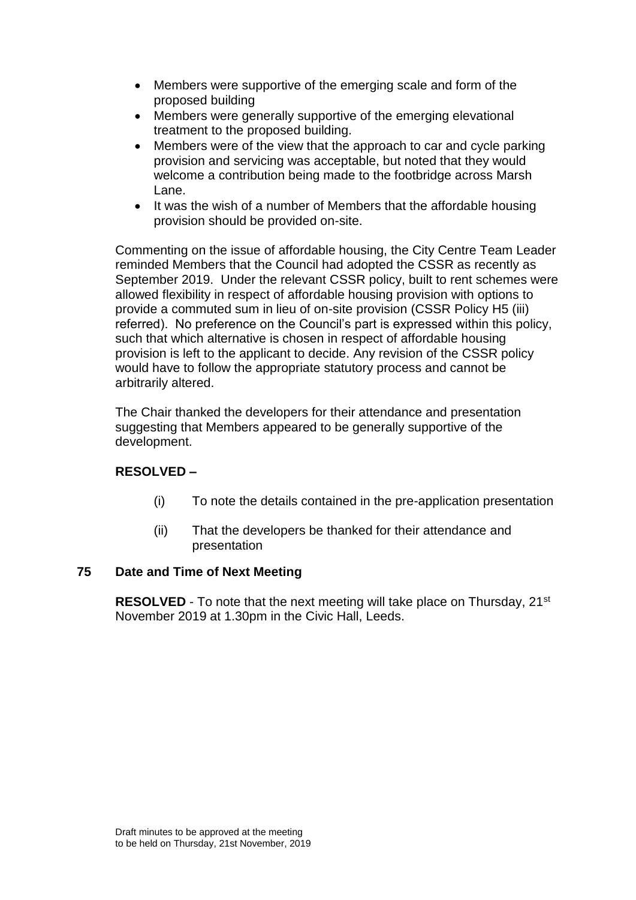- Members were supportive of the emerging scale and form of the proposed building
- Members were generally supportive of the emerging elevational treatment to the proposed building.
- Members were of the view that the approach to car and cycle parking provision and servicing was acceptable, but noted that they would welcome a contribution being made to the footbridge across Marsh Lane.
- It was the wish of a number of Members that the affordable housing provision should be provided on-site.

Commenting on the issue of affordable housing, the City Centre Team Leader reminded Members that the Council had adopted the CSSR as recently as September 2019. Under the relevant CSSR policy, built to rent schemes were allowed flexibility in respect of affordable housing provision with options to provide a commuted sum in lieu of on-site provision (CSSR Policy H5 (iii) referred). No preference on the Council's part is expressed within this policy, such that which alternative is chosen in respect of affordable housing provision is left to the applicant to decide. Any revision of the CSSR policy would have to follow the appropriate statutory process and cannot be arbitrarily altered.

The Chair thanked the developers for their attendance and presentation suggesting that Members appeared to be generally supportive of the development.

**RESOLVED –**

(i) To note the details contained in the pre-application presentation

(ii) That the developers be thanked for their attendance and presentation

## 75 Date and Time of Next Meeting

**RESOLVED** - To note that the next meeting will take place on Thursday, 21st November 2019 at 1.30pm in the Civic Hall, Leeds.

Draft minutes to be approved at the meeting
to be held on Thursday, 21st November, 2019